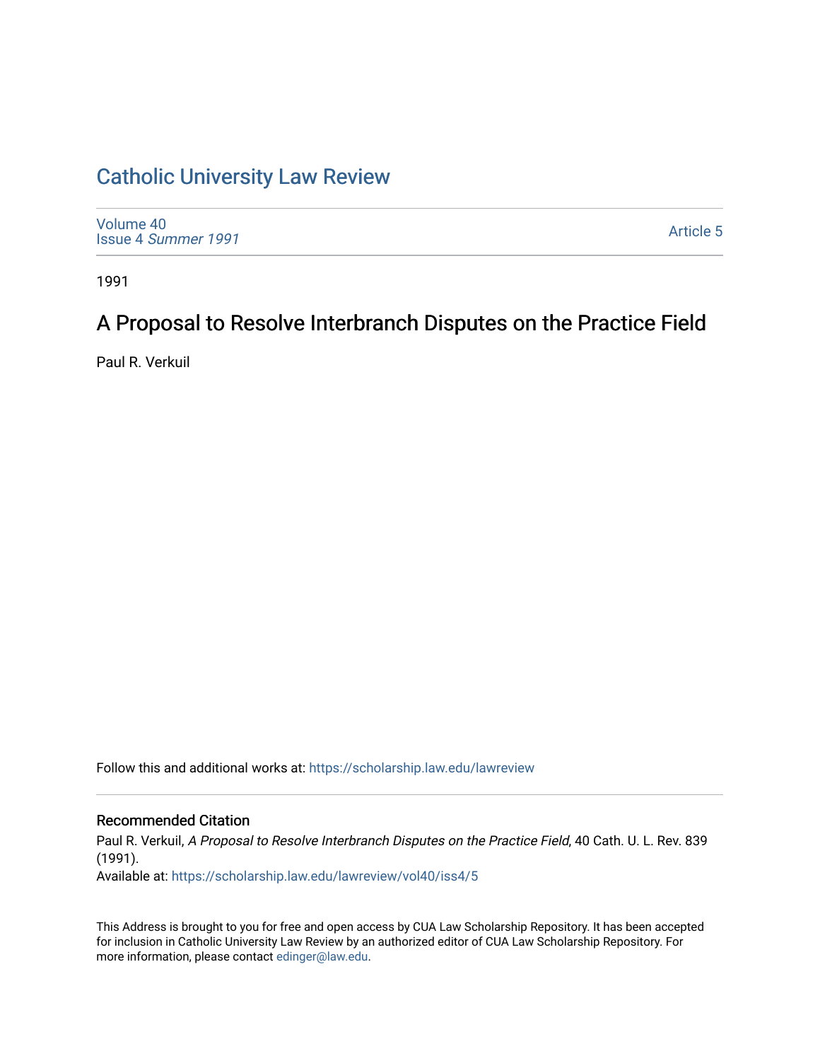# Catholic University Law Review

Volume 40
Issue 4 *Summer 1991*

Article 5

1991

## A Proposal to Resolve Interbranch Disputes on the Practice Field

Paul R. Verkuil

Follow this and additional works at: https://scholarship.law.edu/lawreview

### Recommended Citation

Paul R. Verkuil, *A Proposal to Resolve Interbranch Disputes on the Practice Field*, 40 Cath. U. L. Rev. 839 (1991).

Available at: https://scholarship.law.edu/lawreview/vol40/iss4/5

This Address is brought to you for free and open access by CUA Law Scholarship Repository. It has been accepted for inclusion in Catholic University Law Review by an authorized editor of CUA Law Scholarship Repository. For more information, please contact edinger@law.edu.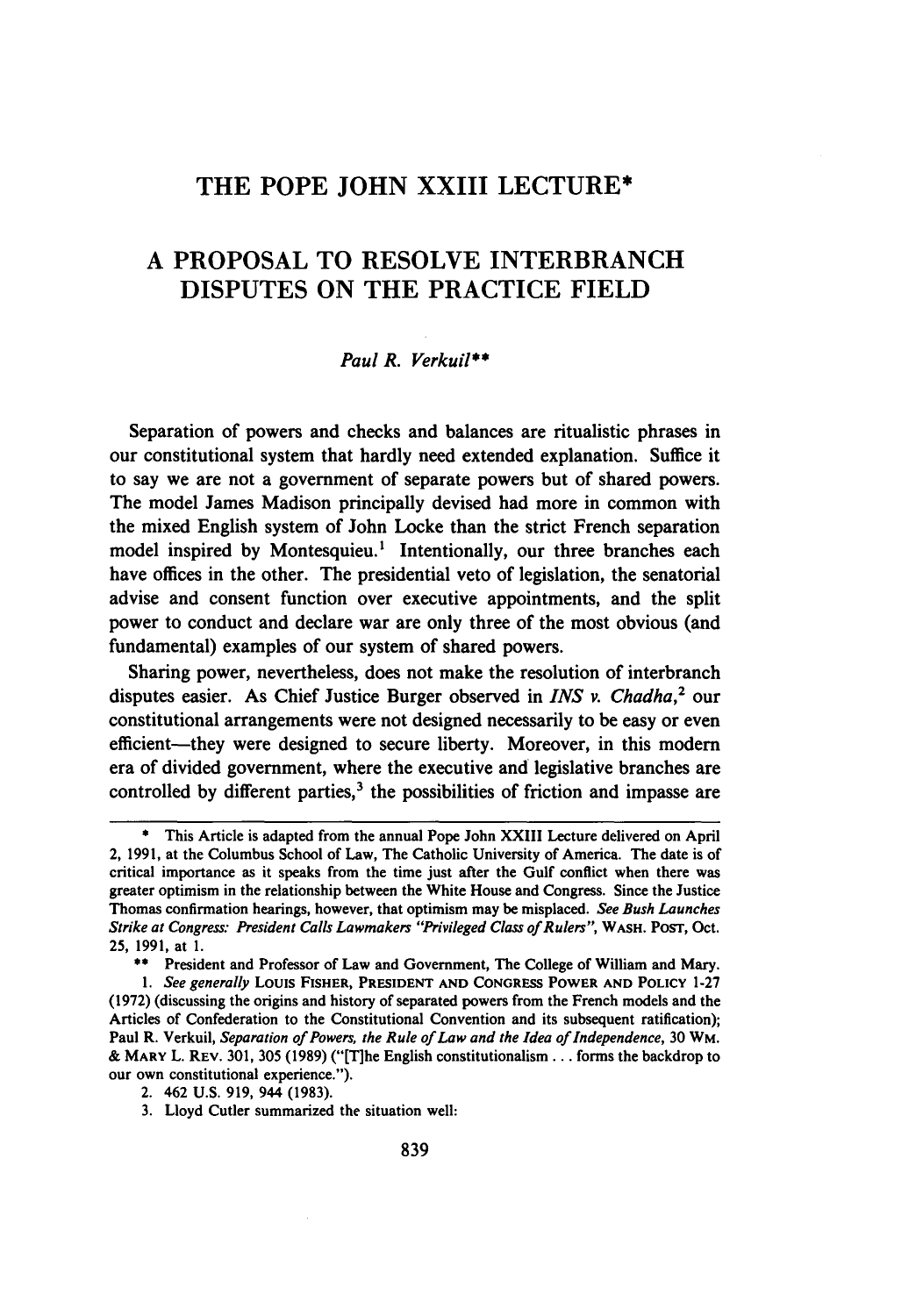# THE POPE JOHN XXIII LECTURE*

# A PROPOSAL TO RESOLVE INTERBRANCH DISPUTES ON THE PRACTICE FIELD

*Paul R. Verkuil***

Separation of powers and checks and balances are ritualistic phrases in our constitutional system that hardly need extended explanation. Suffice it to say we are not a government of separate powers but of shared powers. The model James Madison principally devised had more in common with the mixed English system of John Locke than the strict French separation model inspired by Montesquieu.[1] Intentionally, our three branches each have offices in the other. The presidential veto of legislation, the senatorial advise and consent function over executive appointments, and the split power to conduct and declare war are only three of the most obvious (and fundamental) examples of our system of shared powers.

Sharing power, nevertheless, does not make the resolution of interbranch disputes easier. As Chief Justice Burger observed in *INS v. Chadha*,[2] our constitutional arrangements were not designed necessarily to be easy or even efficient—they were designed to secure liberty. Moreover, in this modern era of divided government, where the executive and legislative branches are controlled by different parties,[3] the possibilities of friction and impasse are

---

\* This Article is adapted from the annual Pope John XXIII Lecture delivered on April 2, 1991, at the Columbus School of Law, The Catholic University of America. The date is of critical importance as it speaks from the time just after the Gulf conflict when there was greater optimism in the relationship between the White House and Congress. Since the Justice Thomas confirmation hearings, however, that optimism may be misplaced. *See Bush Launches Strike at Congress: President Calls Lawmakers "Privileged Class of Rulers"*, WASH. POST, Oct. 25, 1991, at 1.

\*\* President and Professor of Law and Government, The College of William and Mary.

1. *See generally* LOUIS FISHER, PRESIDENT AND CONGRESS POWER AND POLICY 1-27 (1972) (discussing the origins and history of separated powers from the French models and the Articles of Confederation to the Constitutional Convention and its subsequent ratification); Paul R. Verkuil, *Separation of Powers, the Rule of Law and the Idea of Independence*, 30 WM. & MARY L. REV. 301, 305 (1989) ("[T]he English constitutionalism . . . forms the backdrop to our own constitutional experience.").

2. 462 U.S. 919, 944 (1983).

3. Lloyd Cutler summarized the situation well: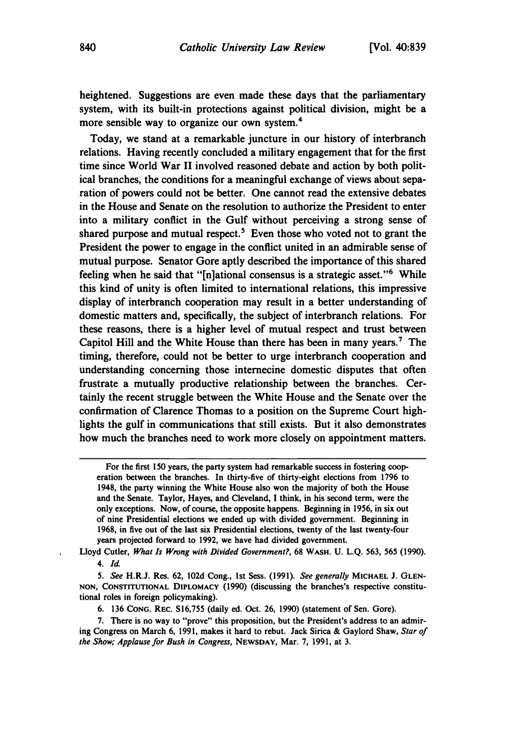heightened. Suggestions are even made these days that the parliamentary system, with its built-in protections against political division, might be a more sensible way to organize our own system.[4]

Today, we stand at a remarkable juncture in our history of interbranch relations. Having recently concluded a military engagement that for the first time since World War II involved reasoned debate and action by both political branches, the conditions for a meaningful exchange of views about separation of powers could not be better. One cannot read the extensive debates in the House and Senate on the resolution to authorize the President to enter into a military conflict in the Gulf without perceiving a strong sense of shared purpose and mutual respect.[5] Even those who voted not to grant the President the power to engage in the conflict united in an admirable sense of mutual purpose. Senator Gore aptly described the importance of this shared feeling when he said that "[n]ational consensus is a strategic asset."[6] While this kind of unity is often limited to international relations, this impressive display of interbranch cooperation may result in a better understanding of domestic matters and, specifically, the subject of interbranch relations. For these reasons, there is a higher level of mutual respect and trust between Capitol Hill and the White House than there has been in many years.[7] The timing, therefore, could not be better to urge interbranch cooperation and understanding concerning those internecine domestic disputes that often frustrate a mutually productive relationship between the branches. Certainly the recent struggle between the White House and the Senate over the confirmation of Clarence Thomas to a position on the Supreme Court highlights the gulf in communications that still exists. But it also demonstrates how much the branches need to work more closely on appointment matters.

---

> For the first 150 years, the party system had remarkable success in fostering cooperation between the branches. In thirty-five of thirty-eight elections from 1796 to 1948, the party winning the White House also won the majority of both the House and the Senate. Taylor, Hayes, and Cleveland, I think, in his second term, were the only exceptions. Now, of course, the opposite happens. Beginning in 1956, in six out of nine Presidential elections we ended up with divided government. Beginning in 1968, in five out of the last six Presidential elections, twenty of the last twenty-four years projected forward to 1992, we have had divided government.

Lloyd Cutler, *What Is Wrong with Divided Government?*, 68 WASH. U. L.Q. 563, 565 (1990).

4. *Id.*

5. *See* H.R.J. Res. 62, 102d Cong., 1st Sess. (1991). *See generally* MICHAEL J. GLENNON, CONSTITUTIONAL DIPLOMACY (1990) (discussing the branches's respective constitutional roles in foreign policymaking).

6. 136 CONG. REC. S16,755 (daily ed. Oct. 26, 1990) (statement of Sen. Gore).

7. There is no way to "prove" this proposition, but the President's address to an admiring Congress on March 6, 1991, makes it hard to rebut. Jack Sirica & Gaylord Shaw, *Star of the Show; Applause for Bush in Congress*, NEWSDAY, Mar. 7, 1991, at 3.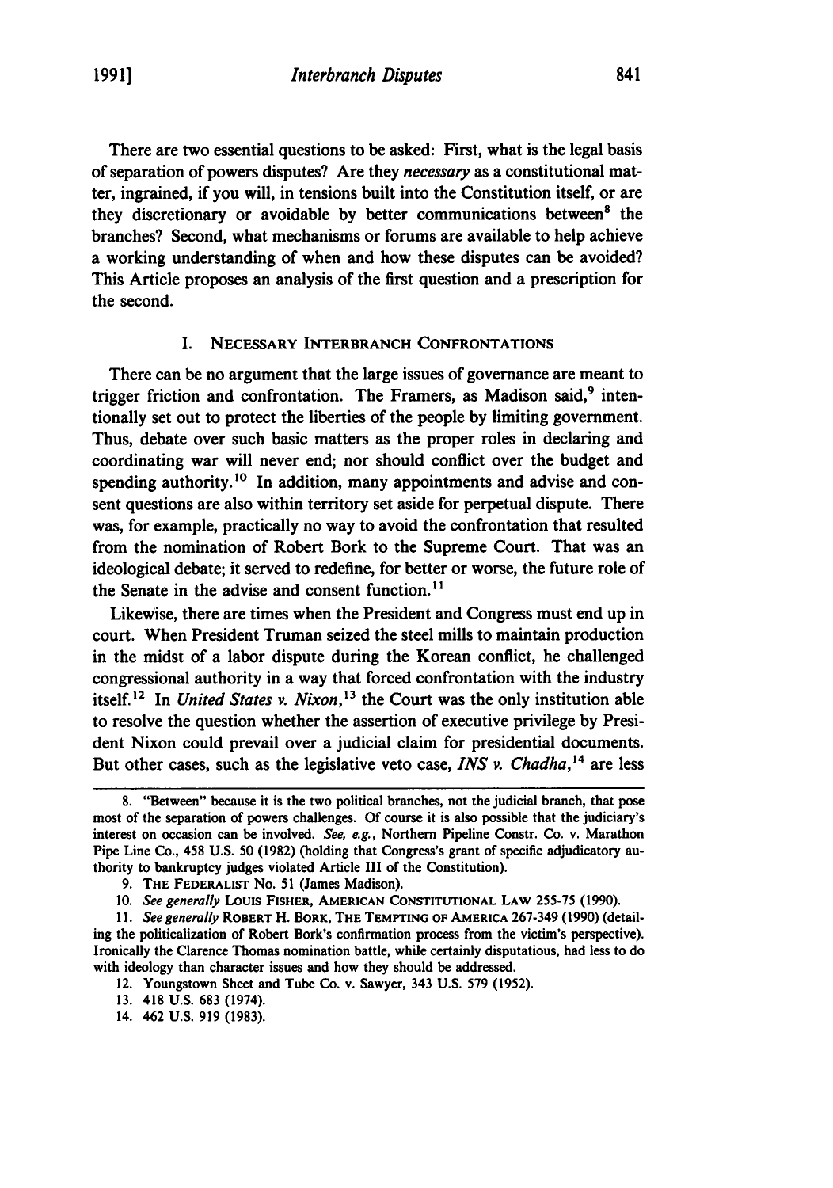There are two essential questions to be asked: First, what is the legal basis of separation of powers disputes? Are they *necessary* as a constitutional matter, ingrained, if you will, in tensions built into the Constitution itself, or are they discretionary or avoidable by better communications between[8] the branches? Second, what mechanisms or forums are available to help achieve a working understanding of when and how these disputes can be avoided? This Article proposes an analysis of the first question and a prescription for the second.

## I. NECESSARY INTERBRANCH CONFRONTATIONS

There can be no argument that the large issues of governance are meant to trigger friction and confrontation. The Framers, as Madison said,[9] intentionally set out to protect the liberties of the people by limiting government. Thus, debate over such basic matters as the proper roles in declaring and coordinating war will never end; nor should conflict over the budget and spending authority.[10] In addition, many appointments and advise and consent questions are also within territory set aside for perpetual dispute. There was, for example, practically no way to avoid the confrontation that resulted from the nomination of Robert Bork to the Supreme Court. That was an ideological debate; it served to redefine, for better or worse, the future role of the Senate in the advise and consent function.[11]

Likewise, there are times when the President and Congress must end up in court. When President Truman seized the steel mills to maintain production in the midst of a labor dispute during the Korean conflict, he challenged congressional authority in a way that forced confrontation with the industry itself.[12] In *United States v. Nixon*,[13] the Court was the only institution able to resolve the question whether the assertion of executive privilege by President Nixon could prevail over a judicial claim for presidential documents. But other cases, such as the legislative veto case, *INS v. Chadha*,[14] are less

---

8. "Between" because it is the two political branches, not the judicial branch, that pose most of the separation of powers challenges. Of course it is also possible that the judiciary's interest on occasion can be involved. *See, e.g.*, Northern Pipeline Constr. Co. v. Marathon Pipe Line Co., 458 U.S. 50 (1982) (holding that Congress's grant of specific adjudicatory authority to bankruptcy judges violated Article III of the Constitution).

9. THE FEDERALIST No. 51 (James Madison).

10. *See generally* LOUIS FISHER, AMERICAN CONSTITUTIONAL LAW 255-75 (1990).

11. *See generally* ROBERT H. BORK, THE TEMPTING OF AMERICA 267-349 (1990) (detailing the politicalization of Robert Bork's confirmation process from the victim's perspective). Ironically the Clarence Thomas nomination battle, while certainly disputatious, had less to do with ideology than character issues and how they should be addressed.

12. Youngstown Sheet and Tube Co. v. Sawyer, 343 U.S. 579 (1952).

13. 418 U.S. 683 (1974).

14. 462 U.S. 919 (1983).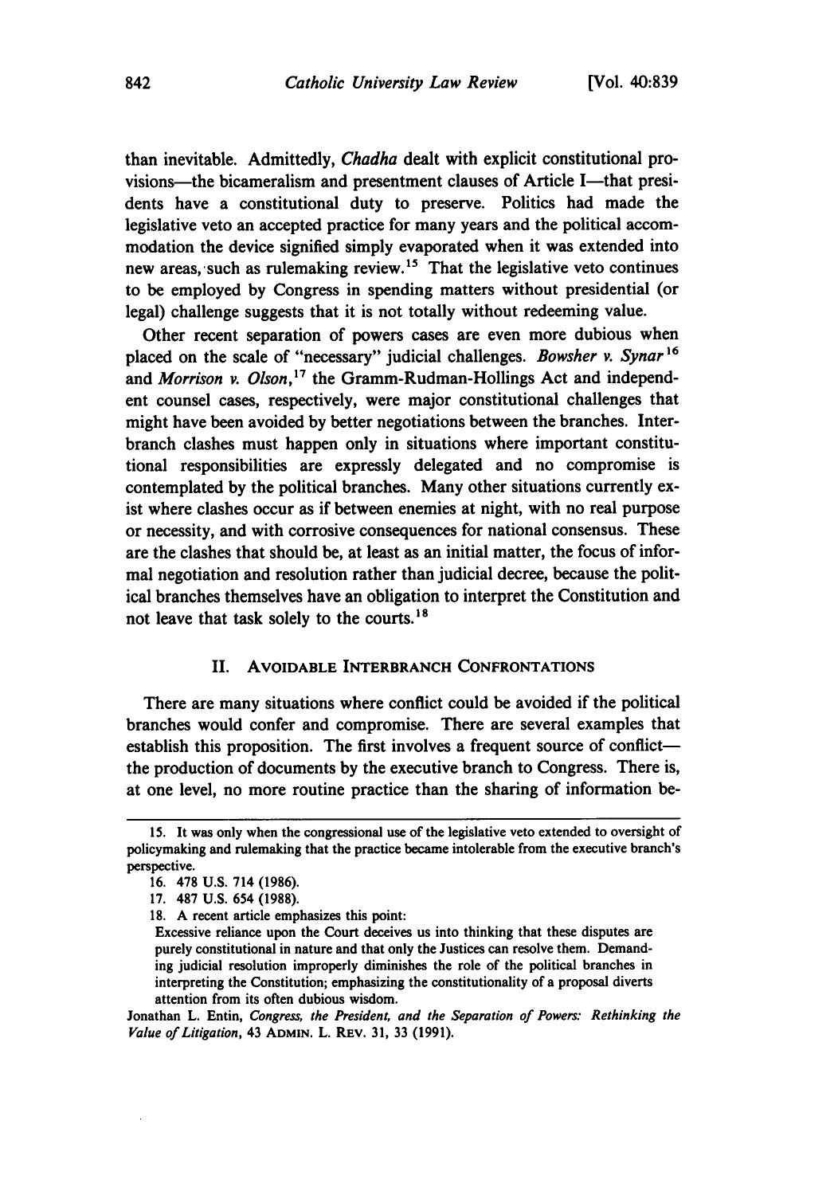than inevitable. Admittedly, *Chadha* dealt with explicit constitutional provisions—the bicameralism and presentment clauses of Article I—that presidents have a constitutional duty to preserve. Politics had made the legislative veto an accepted practice for many years and the political accommodation the device signified simply evaporated when it was extended into new areas, such as rulemaking review.[15] That the legislative veto continues to be employed by Congress in spending matters without presidential (or legal) challenge suggests that it is not totally without redeeming value.

Other recent separation of powers cases are even more dubious when placed on the scale of "necessary" judicial challenges. *Bowsher v. Synar*[16] and *Morrison v. Olson*,[17] the Gramm-Rudman-Hollings Act and independent counsel cases, respectively, were major constitutional challenges that might have been avoided by better negotiations between the branches. Interbranch clashes must happen only in situations where important constitutional responsibilities are expressly delegated and no compromise is contemplated by the political branches. Many other situations currently exist where clashes occur as if between enemies at night, with no real purpose or necessity, and with corrosive consequences for national consensus. These are the clashes that should be, at least as an initial matter, the focus of informal negotiation and resolution rather than judicial decree, because the political branches themselves have an obligation to interpret the Constitution and not leave that task solely to the courts.[18]

## II. Avoidable Interbranch Confrontations

There are many situations where conflict could be avoided if the political branches would confer and compromise. There are several examples that establish this proposition. The first involves a frequent source of conflict—the production of documents by the executive branch to Congress. There is, at one level, no more routine practice than the sharing of information be-

---

15. It was only when the congressional use of the legislative veto extended to oversight of policymaking and rulemaking that the practice became intolerable from the executive branch's perspective.

16. 478 U.S. 714 (1986).

17. 487 U.S. 654 (1988).

18. A recent article emphasizes this point:

> Excessive reliance upon the Court deceives us into thinking that these disputes are purely constitutional in nature and that only the Justices can resolve them. Demanding judicial resolution improperly diminishes the role of the political branches in interpreting the Constitution; emphasizing the constitutionality of a proposal diverts attention from its often dubious wisdom.

Jonathan L. Entin, *Congress, the President, and the Separation of Powers: Rethinking the Value of Litigation*, 43 ADMIN. L. REV. 31, 33 (1991).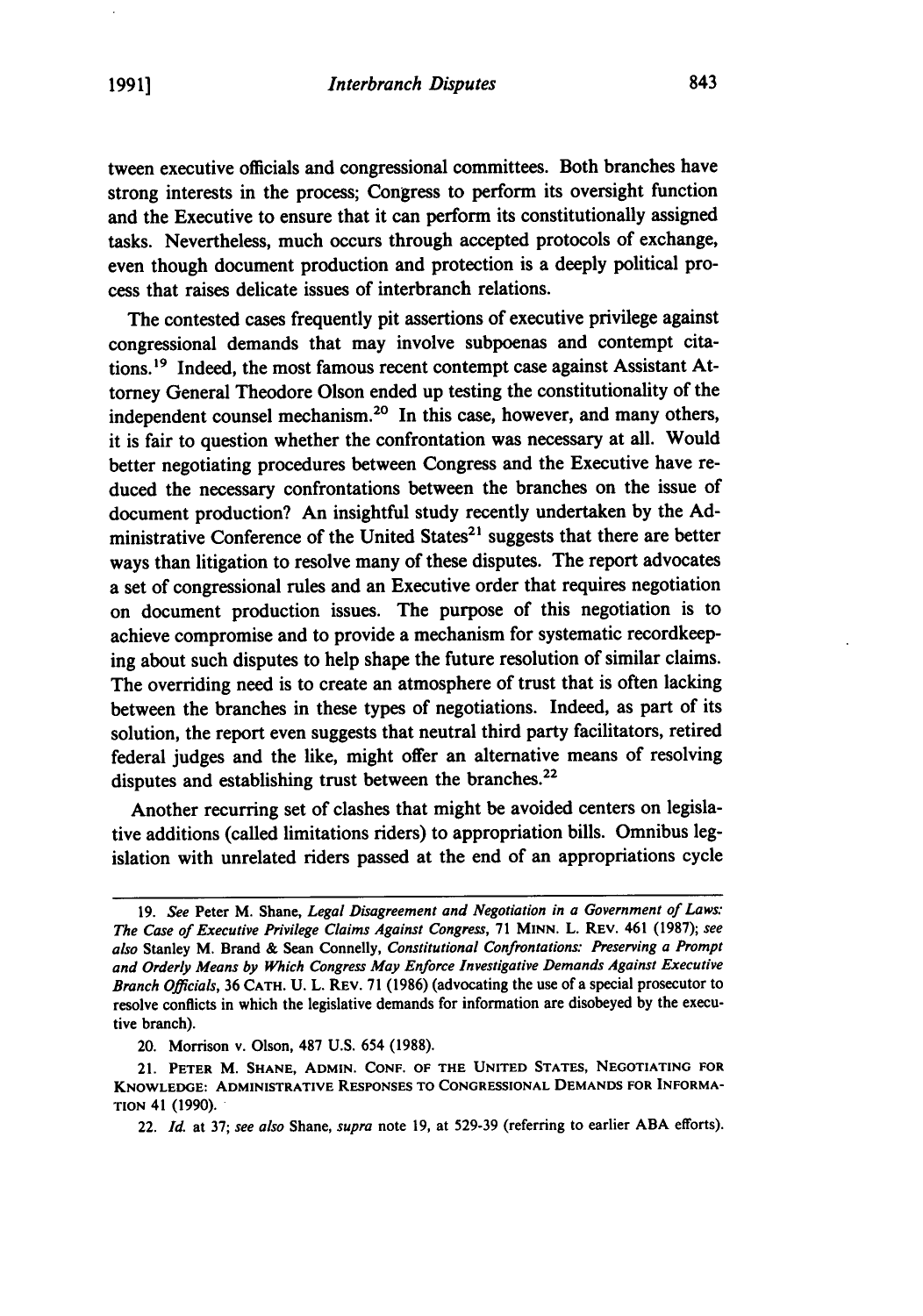tween executive officials and congressional committees. Both branches have strong interests in the process; Congress to perform its oversight function and the Executive to ensure that it can perform its constitutionally assigned tasks. Nevertheless, much occurs through accepted protocols of exchange, even though document production and protection is a deeply political process that raises delicate issues of interbranch relations.

The contested cases frequently pit assertions of executive privilege against congressional demands that may involve subpoenas and contempt citations.[19] Indeed, the most famous recent contempt case against Assistant Attorney General Theodore Olson ended up testing the constitutionality of the independent counsel mechanism.[20] In this case, however, and many others, it is fair to question whether the confrontation was necessary at all. Would better negotiating procedures between Congress and the Executive have reduced the necessary confrontations between the branches on the issue of document production? An insightful study recently undertaken by the Administrative Conference of the United States[21] suggests that there are better ways than litigation to resolve many of these disputes. The report advocates a set of congressional rules and an Executive order that requires negotiation on document production issues. The purpose of this negotiation is to achieve compromise and to provide a mechanism for systematic recordkeeping about such disputes to help shape the future resolution of similar claims. The overriding need is to create an atmosphere of trust that is often lacking between the branches in these types of negotiations. Indeed, as part of its solution, the report even suggests that neutral third party facilitators, retired federal judges and the like, might offer an alternative means of resolving disputes and establishing trust between the branches.[22]

Another recurring set of clashes that might be avoided centers on legislative additions (called limitations riders) to appropriation bills. Omnibus legislation with unrelated riders passed at the end of an appropriations cycle

---

19. *See* Peter M. Shane, *Legal Disagreement and Negotiation in a Government of Laws: The Case of Executive Privilege Claims Against Congress*, 71 MINN. L. REV. 461 (1987); *see also* Stanley M. Brand & Sean Connelly, *Constitutional Confrontations: Preserving a Prompt and Orderly Means by Which Congress May Enforce Investigative Demands Against Executive Branch Officials*, 36 CATH. U. L. REV. 71 (1986) (advocating the use of a special prosecutor to resolve conflicts in which the legislative demands for information are disobeyed by the executive branch).

20. Morrison v. Olson, 487 U.S. 654 (1988).

21. PETER M. SHANE, ADMIN. CONF. OF THE UNITED STATES, NEGOTIATING FOR KNOWLEDGE: ADMINISTRATIVE RESPONSES TO CONGRESSIONAL DEMANDS FOR INFORMATION 41 (1990).

22. *Id.* at 37; *see also* Shane, *supra* note 19, at 529-39 (referring to earlier ABA efforts).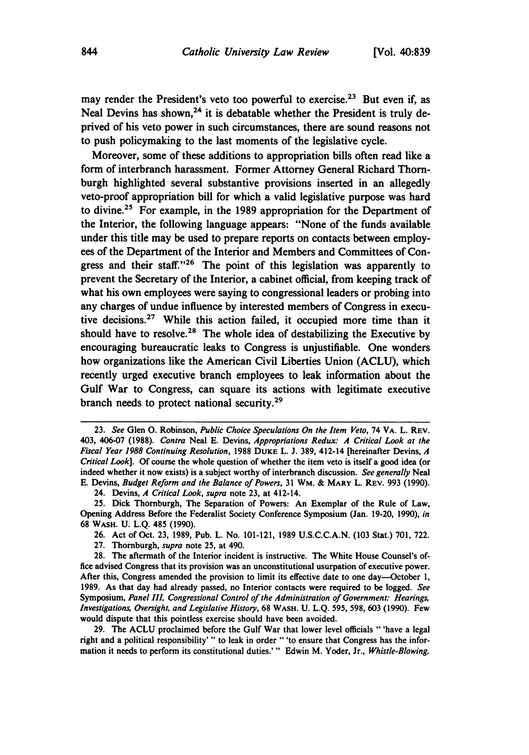may render the President's veto too powerful to exercise.[23] But even if, as Neal Devins has shown,[24] it is debatable whether the President is truly deprived of his veto power in such circumstances, there are sound reasons not to push policymaking to the last moments of the legislative cycle.

Moreover, some of these additions to appropriation bills often read like a form of interbranch harassment. Former Attorney General Richard Thornburgh highlighted several substantive provisions inserted in an allegedly veto-proof appropriation bill for which a valid legislative purpose was hard to divine.[25] For example, in the 1989 appropriation for the Department of the Interior, the following language appears: "None of the funds available under this title may be used to prepare reports on contacts between employees of the Department of the Interior and Members and Committees of Congress and their staff."[26] The point of this legislation was apparently to prevent the Secretary of the Interior, a cabinet official, from keeping track of what his own employees were saying to congressional leaders or probing into any charges of undue influence by interested members of Congress in executive decisions.[27] While this action failed, it occupied more time than it should have to resolve.[28] The whole idea of destabilizing the Executive by encouraging bureaucratic leaks to Congress is unjustifiable. One wonders how organizations like the American Civil Liberties Union (ACLU), which recently urged executive branch employees to leak information about the Gulf War to Congress, can square its actions with legitimate executive branch needs to protect national security.[29]

---

23. *See* Glen O. Robinson, *Public Choice Speculations On the Item Veto*, 74 VA. L. REV. 403, 406-07 (1988). *Contra* Neal E. Devins, *Appropriations Redux: A Critical Look at the Fiscal Year 1988 Continuing Resolution*, 1988 DUKE L. J. 389, 412-14 [hereinafter Devins, *A Critical Look*]. Of course the whole question of whether the item veto is itself a good idea (or indeed whether it now exists) is a subject worthy of interbranch discussion. *See generally* Neal E. Devins, *Budget Reform and the Balance of Powers*, 31 WM. & MARY L. REV. 993 (1990).

24. Devins, *A Critical Look*, *supra* note 23, at 412-14.

25. Dick Thornburgh, The Separation of Powers: An Exemplar of the Rule of Law, Opening Address Before the Federalist Society Conference Symposium (Jan. 19-20, 1990), *in* 68 WASH. U. L.Q. 485 (1990).

26. Act of Oct. 23, 1989, Pub. L. No. 101-121, 1989 U.S.C.C.A.N. (103 Stat.) 701, 722.

27. Thornburgh, *supra* note 25, at 490.

28. The aftermath of the Interior incident is instructive. The White House Counsel's office advised Congress that its provision was an unconstitutional usurpation of executive power. After this, Congress amended the provision to limit its effective date to one day—October 1, 1989. As that day had already passed, no Interior contacts were required to be logged. *See* Symposium, *Panel III, Congressional Control of the Administration of Government: Hearings, Investigations, Oversight, and Legislative History*, 68 WASH. U. L.Q. 595, 598, 603 (1990). Few would dispute that this pointless exercise should have been avoided.

29. The ACLU proclaimed before the Gulf War that lower level officials " 'have a legal right and a political responsibility' " to leak in order " 'to ensure that Congress has the information it needs to perform its constitutional duties.' " Edwin M. Yoder, Jr., *Whistle-Blowing,*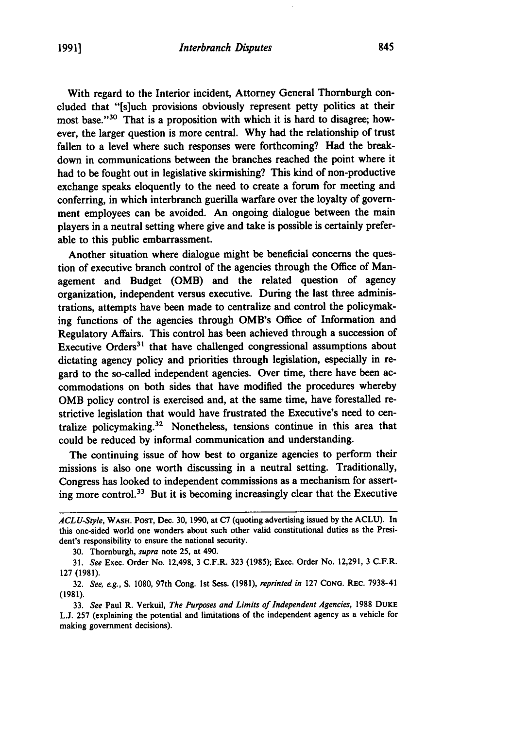With regard to the Interior incident, Attorney General Thornburgh concluded that "[s]uch provisions obviously represent petty politics at their most base."[30] That is a proposition with which it is hard to disagree; however, the larger question is more central. Why had the relationship of trust fallen to a level where such responses were forthcoming? Had the breakdown in communications between the branches reached the point where it had to be fought out in legislative skirmishing? This kind of non-productive exchange speaks eloquently to the need to create a forum for meeting and conferring, in which interbranch guerilla warfare over the loyalty of government employees can be avoided. An ongoing dialogue between the main players in a neutral setting where give and take is possible is certainly preferable to this public embarrassment.

Another situation where dialogue might be beneficial concerns the question of executive branch control of the agencies through the Office of Management and Budget (OMB) and the related question of agency organization, independent versus executive. During the last three administrations, attempts have been made to centralize and control the policymaking functions of the agencies through OMB's Office of Information and Regulatory Affairs. This control has been achieved through a succession of Executive Orders[31] that have challenged congressional assumptions about dictating agency policy and priorities through legislation, especially in regard to the so-called independent agencies. Over time, there have been accommodations on both sides that have modified the procedures whereby OMB policy control is exercised and, at the same time, have forestalled restrictive legislation that would have frustrated the Executive's need to centralize policymaking.[32] Nonetheless, tensions continue in this area that could be reduced by informal communication and understanding.

The continuing issue of how best to organize agencies to perform their missions is also one worth discussing in a neutral setting. Traditionally, Congress has looked to independent commissions as a mechanism for asserting more control.[33] But it is becoming increasingly clear that the Executive

---

*ACLU-Style*, WASH. POST, Dec. 30, 1990, at C7 (quoting advertising issued by the ACLU). In this one-sided world one wonders about such other valid constitutional duties as the President's responsibility to ensure the national security.

30. Thornburgh, *supra* note 25, at 490.

31. *See* Exec. Order No. 12,498, 3 C.F.R. 323 (1985); Exec. Order No. 12,291, 3 C.F.R. 127 (1981).

32. *See, e.g.*, S. 1080, 97th Cong. 1st Sess. (1981), *reprinted in* 127 CONG. REC. 7938-41 (1981).

33. *See* Paul R. Verkuil, *The Purposes and Limits of Independent Agencies*, 1988 DUKE L.J. 257 (explaining the potential and limitations of the independent agency as a vehicle for making government decisions).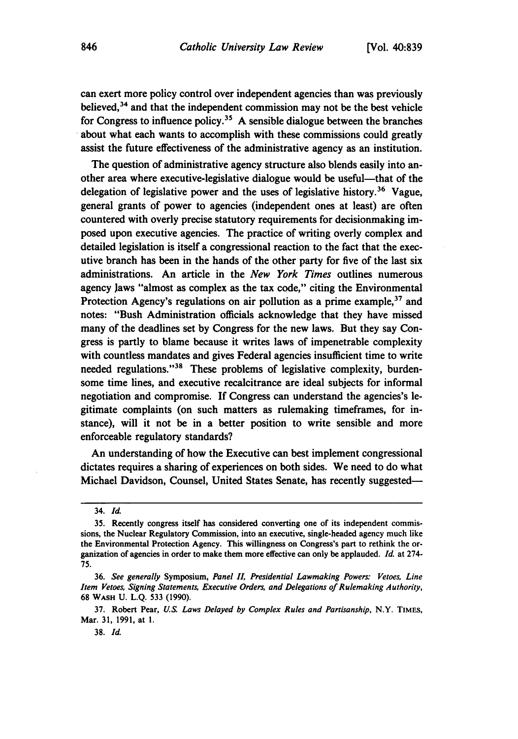can exert more policy control over independent agencies than was previously believed,[34] and that the independent commission may not be the best vehicle for Congress to influence policy.[35] A sensible dialogue between the branches about what each wants to accomplish with these commissions could greatly assist the future effectiveness of the administrative agency as an institution.

The question of administrative agency structure also blends easily into another area where executive-legislative dialogue would be useful—that of the delegation of legislative power and the uses of legislative history.[36] Vague, general grants of power to agencies (independent ones at least) are often countered with overly precise statutory requirements for decisionmaking imposed upon executive agencies. The practice of writing overly complex and detailed legislation is itself a congressional reaction to the fact that the executive branch has been in the hands of the other party for five of the last six administrations. An article in the *New York Times* outlines numerous agency laws "almost as complex as the tax code," citing the Environmental Protection Agency's regulations on air pollution as a prime example,[37] and notes: "Bush Administration officials acknowledge that they have missed many of the deadlines set by Congress for the new laws. But they say Congress is partly to blame because it writes laws of impenetrable complexity with countless mandates and gives Federal agencies insufficient time to write needed regulations."[38] These problems of legislative complexity, burdensome time lines, and executive recalcitrance are ideal subjects for informal negotiation and compromise. If Congress can understand the agencies's legitimate complaints (on such matters as rulemaking timeframes, for instance), will it not be in a better position to write sensible and more enforceable regulatory standards?

An understanding of how the Executive can best implement congressional dictates requires a sharing of experiences on both sides. We need to do what Michael Davidson, Counsel, United States Senate, has recently suggested—

---

34. *Id.*

35. Recently congress itself has considered converting one of its independent commissions, the Nuclear Regulatory Commission, into an executive, single-headed agency much like the Environmental Protection Agency. This willingness on Congress's part to rethink the organization of agencies in order to make them more effective can only be applauded. *Id.* at 274-75.

36. *See generally* Symposium, *Panel II, Presidential Lawmaking Powers: Vetoes, Line Item Vetoes, Signing Statements, Executive Orders, and Delegations of Rulemaking Authority*, 68 WASH U. L.Q. 533 (1990).

37. Robert Pear, *U.S. Laws Delayed by Complex Rules and Partisanship*, N.Y. TIMES, Mar. 31, 1991, at 1.

38. *Id.*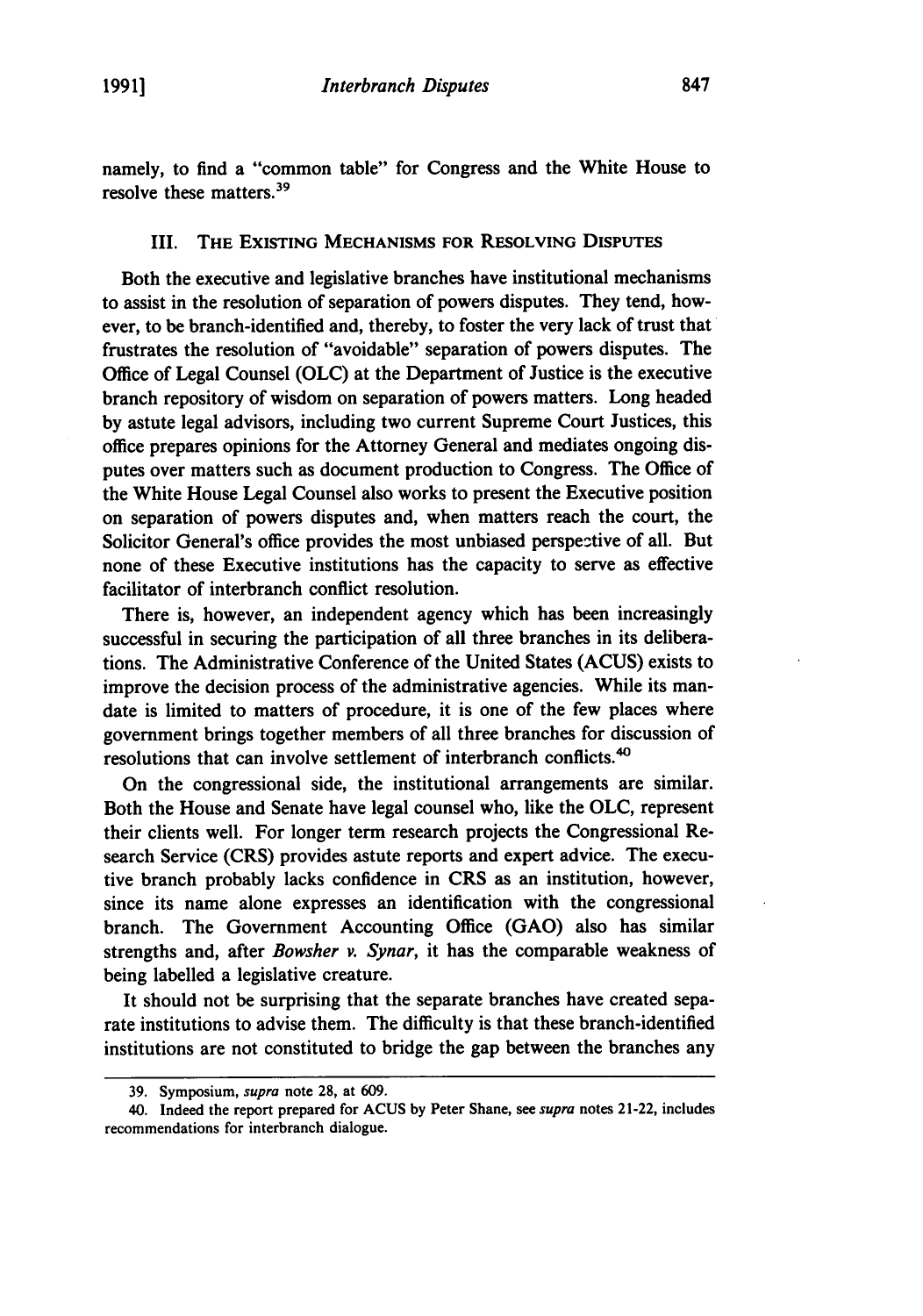namely, to find a "common table" for Congress and the White House to resolve these matters.[39]

## III. The Existing Mechanisms for Resolving Disputes

Both the executive and legislative branches have institutional mechanisms to assist in the resolution of separation of powers disputes. They tend, however, to be branch-identified and, thereby, to foster the very lack of trust that frustrates the resolution of "avoidable" separation of powers disputes. The Office of Legal Counsel (OLC) at the Department of Justice is the executive branch repository of wisdom on separation of powers matters. Long headed by astute legal advisors, including two current Supreme Court Justices, this office prepares opinions for the Attorney General and mediates ongoing disputes over matters such as document production to Congress. The Office of the White House Legal Counsel also works to present the Executive position on separation of powers disputes and, when matters reach the court, the Solicitor General's office provides the most unbiased perspective of all. But none of these Executive institutions has the capacity to serve as effective facilitator of interbranch conflict resolution.

There is, however, an independent agency which has been increasingly successful in securing the participation of all three branches in its deliberations. The Administrative Conference of the United States (ACUS) exists to improve the decision process of the administrative agencies. While its mandate is limited to matters of procedure, it is one of the few places where government brings together members of all three branches for discussion of resolutions that can involve settlement of interbranch conflicts.[40]

On the congressional side, the institutional arrangements are similar. Both the House and Senate have legal counsel who, like the OLC, represent their clients well. For longer term research projects the Congressional Research Service (CRS) provides astute reports and expert advice. The executive branch probably lacks confidence in CRS as an institution, however, since its name alone expresses an identification with the congressional branch. The Government Accounting Office (GAO) also has similar strengths and, after *Bowsher v. Synar*, it has the comparable weakness of being labelled a legislative creature.

It should not be surprising that the separate branches have created separate institutions to advise them. The difficulty is that these branch-identified institutions are not constituted to bridge the gap between the branches any

---

39. Symposium, *supra* note 28, at 609.

40. Indeed the report prepared for ACUS by Peter Shane, see *supra* notes 21-22, includes recommendations for interbranch dialogue.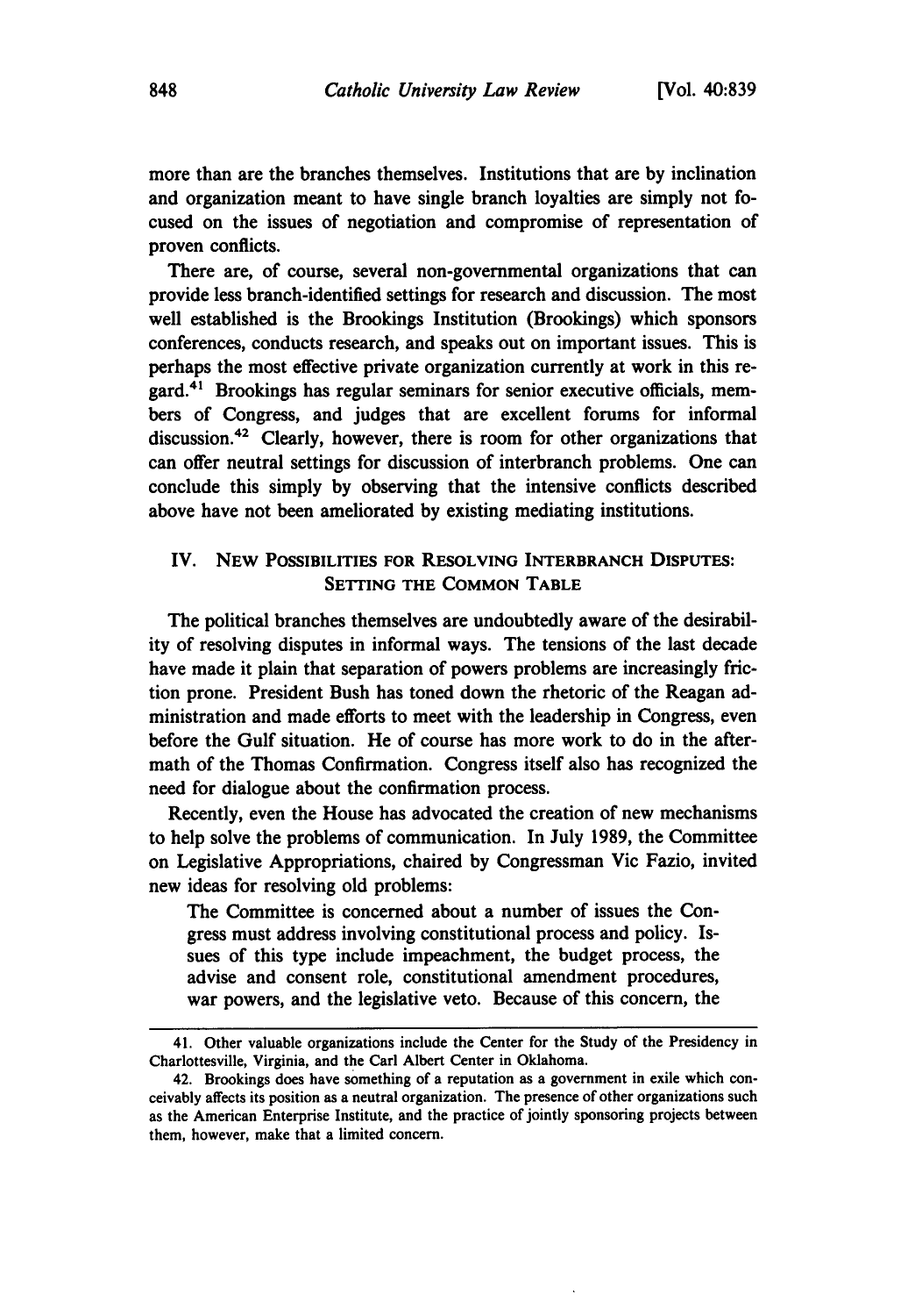more than are the branches themselves. Institutions that are by inclination and organization meant to have single branch loyalties are simply not focused on the issues of negotiation and compromise of representation of proven conflicts.

There are, of course, several non-governmental organizations that can provide less branch-identified settings for research and discussion. The most well established is the Brookings Institution (Brookings) which sponsors conferences, conducts research, and speaks out on important issues. This is perhaps the most effective private organization currently at work in this regard.[41] Brookings has regular seminars for senior executive officials, members of Congress, and judges that are excellent forums for informal discussion.[42] Clearly, however, there is room for other organizations that can offer neutral settings for discussion of interbranch problems. One can conclude this simply by observing that the intensive conflicts described above have not been ameliorated by existing mediating institutions.

## IV. New Possibilities for Resolving Interbranch Disputes: Setting the Common Table

The political branches themselves are undoubtedly aware of the desirability of resolving disputes in informal ways. The tensions of the last decade have made it plain that separation of powers problems are increasingly friction prone. President Bush has toned down the rhetoric of the Reagan administration and made efforts to meet with the leadership in Congress, even before the Gulf situation. He of course has more work to do in the aftermath of the Thomas Confirmation. Congress itself also has recognized the need for dialogue about the confirmation process.

Recently, even the House has advocated the creation of new mechanisms to help solve the problems of communication. In July 1989, the Committee on Legislative Appropriations, chaired by Congressman Vic Fazio, invited new ideas for resolving old problems:

> The Committee is concerned about a number of issues the Congress must address involving constitutional process and policy. Issues of this type include impeachment, the budget process, the advise and consent role, constitutional amendment procedures, war powers, and the legislative veto. Because of this concern, the

---

41. Other valuable organizations include the Center for the Study of the Presidency in Charlottesville, Virginia, and the Carl Albert Center in Oklahoma.

42. Brookings does have something of a reputation as a government in exile which conceivably affects its position as a neutral organization. The presence of other organizations such as the American Enterprise Institute, and the practice of jointly sponsoring projects between them, however, make that a limited concern.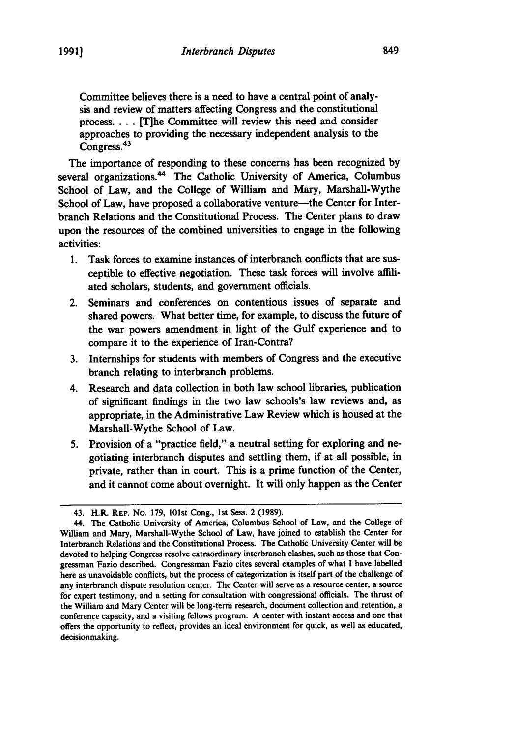Committee believes there is a need to have a central point of analysis and review of matters affecting Congress and the constitutional process. . . . [T]he Committee will review this need and consider approaches to providing the necessary independent analysis to the Congress.[43]

The importance of responding to these concerns has been recognized by several organizations.[44] The Catholic University of America, Columbus School of Law, and the College of William and Mary, Marshall-Wythe School of Law, have proposed a collaborative venture—the Center for Interbranch Relations and the Constitutional Process. The Center plans to draw upon the resources of the combined universities to engage in the following activities:

1. Task forces to examine instances of interbranch conflicts that are susceptible to effective negotiation. These task forces will involve affiliated scholars, students, and government officials.
2. Seminars and conferences on contentious issues of separate and shared powers. What better time, for example, to discuss the future of the war powers amendment in light of the Gulf experience and to compare it to the experience of Iran-Contra?
3. Internships for students with members of Congress and the executive branch relating to interbranch problems.
4. Research and data collection in both law school libraries, publication of significant findings in the two law schools's law reviews and, as appropriate, in the Administrative Law Review which is housed at the Marshall-Wythe School of Law.
5. Provision of a "practice field," a neutral setting for exploring and negotiating interbranch disputes and settling them, if at all possible, in private, rather than in court. This is a prime function of the Center, and it cannot come about overnight. It will only happen as the Center

---

43. H.R. REP. NO. 179, 101st Cong., 1st Sess. 2 (1989).

44. The Catholic University of America, Columbus School of Law, and the College of William and Mary, Marshall-Wythe School of Law, have joined to establish the Center for Interbranch Relations and the Constitutional Process. The Catholic University Center will be devoted to helping Congress resolve extraordinary interbranch clashes, such as those that Congressman Fazio described. Congressman Fazio cites several examples of what I have labelled here as unavoidable conflicts, but the process of categorization is itself part of the challenge of any interbranch dispute resolution center. The Center will serve as a resource center, a source for expert testimony, and a setting for consultation with congressional officials. The thrust of the William and Mary Center will be long-term research, document collection and retention, a conference capacity, and a visiting fellows program. A center with instant access and one that offers the opportunity to reflect, provides an ideal environment for quick, as well as educated, decisionmaking.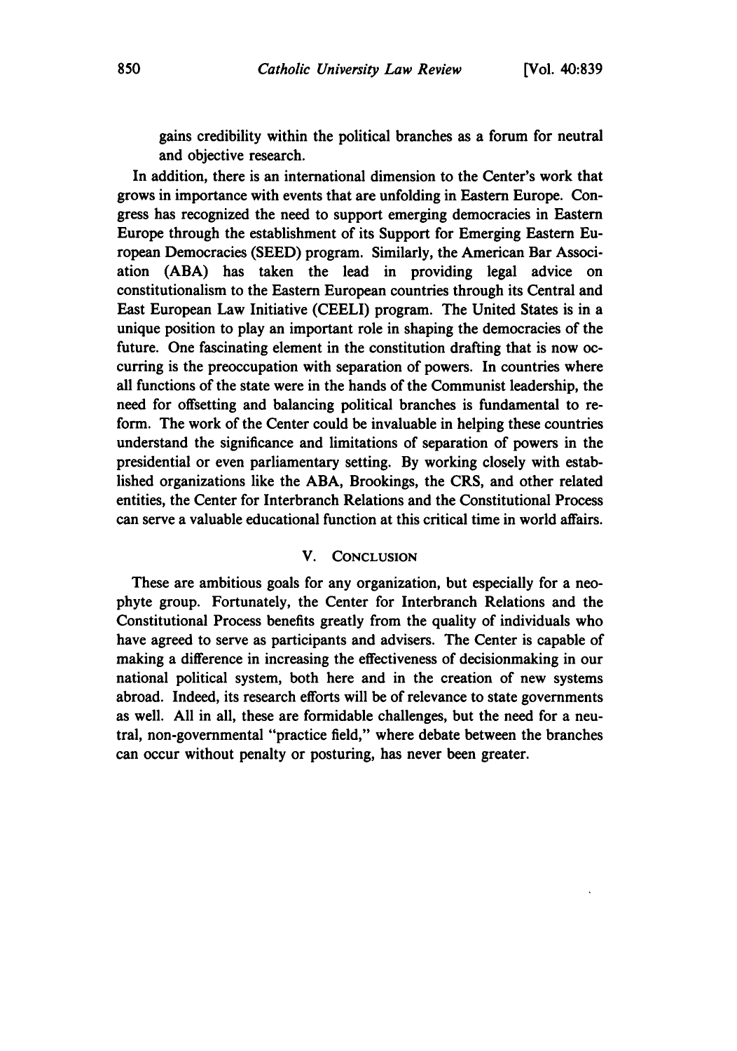gains credibility within the political branches as a forum for neutral and objective research.

In addition, there is an international dimension to the Center's work that grows in importance with events that are unfolding in Eastern Europe. Congress has recognized the need to support emerging democracies in Eastern Europe through the establishment of its Support for Emerging Eastern European Democracies (SEED) program. Similarly, the American Bar Association (ABA) has taken the lead in providing legal advice on constitutionalism to the Eastern European countries through its Central and East European Law Initiative (CEELI) program. The United States is in a unique position to play an important role in shaping the democracies of the future. One fascinating element in the constitution drafting that is now occurring is the preoccupation with separation of powers. In countries where all functions of the state were in the hands of the Communist leadership, the need for offsetting and balancing political branches is fundamental to reform. The work of the Center could be invaluable in helping these countries understand the significance and limitations of separation of powers in the presidential or even parliamentary setting. By working closely with established organizations like the ABA, Brookings, the CRS, and other related entities, the Center for Interbranch Relations and the Constitutional Process can serve a valuable educational function at this critical time in world affairs.

## V. Conclusion

These are ambitious goals for any organization, but especially for a neophyte group. Fortunately, the Center for Interbranch Relations and the Constitutional Process benefits greatly from the quality of individuals who have agreed to serve as participants and advisers. The Center is capable of making a difference in increasing the effectiveness of decisionmaking in our national political system, both here and in the creation of new systems abroad. Indeed, its research efforts will be of relevance to state governments as well. All in all, these are formidable challenges, but the need for a neutral, non-governmental "practice field," where debate between the branches can occur without penalty or posturing, has never been greater.